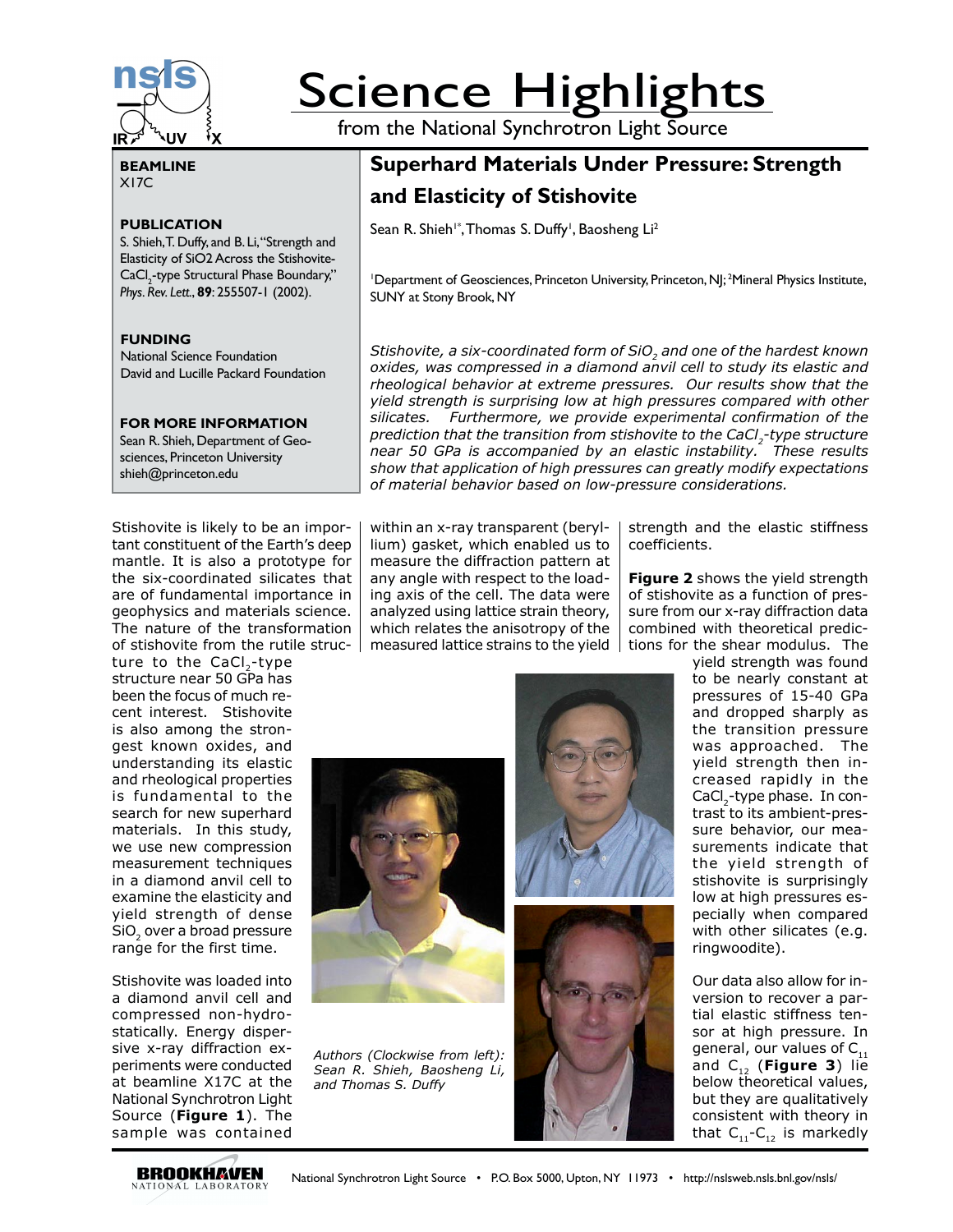# Science Highlights

from the National Synchrotron Light Source

## Superhard Materials Under Pressure: Strength and Elasticity of Stishovite

Sean R. Shieh[1*], Thomas S. Duffy[1], Baosheng Li[2]

[1]Department of Geosciences, Princeton University, Princeton, NJ; [2]Mineral Physics Institute, SUNY at Stony Brook, NY

**BEAMLINE**
X17C

**PUBLICATION**
S. Shieh, T. Duffy, and B. Li, "Strength and Elasticity of SiO2 Across the Stishovite-$CaCl_2$-type Structural Phase Boundary," *Phys. Rev. Lett.*, **89**: 255507-1 (2002).

**FUNDING**
National Science Foundation
David and Lucille Packard Foundation

**FOR MORE INFORMATION**
Sean R. Shieh, Department of Geosciences, Princeton University
shieh@princeton.edu

*Stishovite, a six-coordinated form of $SiO_2$ and one of the hardest known oxides, was compressed in a diamond anvil cell to study its elastic and rheological behavior at extreme pressures. Our results show that the yield strength is surprising low at high pressures compared with other silicates. Furthermore, we provide experimental confirmation of the prediction that the transition from stishovite to the $CaCl_2$-type structure near 50 GPa is accompanied by an elastic instability. These results show that application of high pressures can greatly modify expectations of material behavior based on low-pressure considerations.*

Stishovite is likely to be an important constituent of the Earth's deep mantle. It is also a prototype for the six-coordinated silicates that are of fundamental importance in geophysics and materials science. The nature of the transformation of stishovite from the rutile structure to the $CaCl_2$-type structure near 50 GPa has been the focus of much recent interest. Stishovite is also among the strongest known oxides, and understanding its elastic and rheological properties is fundamental to the search for new superhard materials. In this study, we use new compression measurement techniques in a diamond anvil cell to examine the elasticity and yield strength of dense $SiO_2$ over a broad pressure range for the first time.

Stishovite was loaded into a diamond anvil cell and compressed non-hydrostatically. Energy dispersive x-ray diffraction experiments were conducted at beamline X17C at the National Synchrotron Light Source (**Figure 1**). The sample was contained within an x-ray transparent (beryllium) gasket, which enabled us to measure the diffraction pattern at any angle with respect to the loading axis of the cell. The data were analyzed using lattice strain theory, which relates the anisotropy of the measured lattice strains to the yield strength and the elastic stiffness coefficients.

*Authors (Clockwise from left): Sean R. Shieh, Baosheng Li, and Thomas S. Duffy*

**Figure 2** shows the yield strength of stishovite as a function of pressure from our x-ray diffraction data combined with theoretical predictions for the shear modulus. The yield strength was found to be nearly constant at pressures of 15-40 GPa and dropped sharply as the transition pressure was approached. The yield strength then increased rapidly in the $CaCl_2$-type phase. In contrast to its ambient-pressure behavior, our measurements indicate that the yield strength of stishovite is surprisingly low at high pressures especially when compared with other silicates (e.g. ringwoodite).

Our data also allow for inversion to recover a partial elastic stiffness tensor at high pressure. In general, our values of $C_{11}$ and $C_{12}$ (**Figure 3**) lie below theoretical values, but they are qualitatively consistent with theory in that $C_{11}$-$C_{12}$ is markedly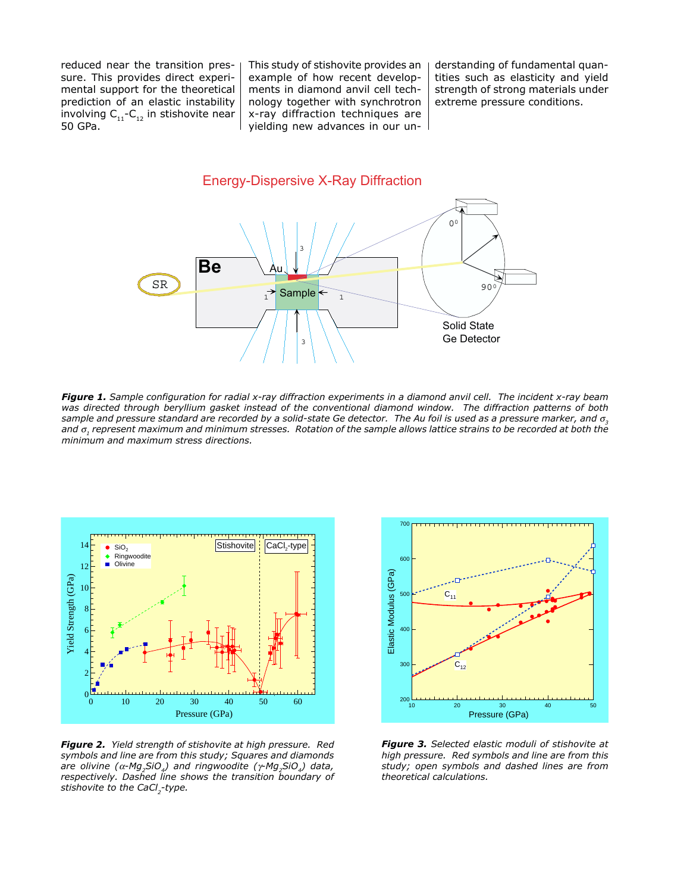reduced near the transition pressure. This provides direct experimental support for the theoretical prediction of an elastic instability involving $C_{11}$-$C_{12}$ in stishovite near 50 GPa.

This study of stishovite provides an example of how recent developments in diamond anvil cell technology together with synchrotron x-ray diffraction techniques are yielding new advances in our understanding of fundamental quantities such as elasticity and yield strength of strong materials under extreme pressure conditions.

Energy-Dispersive X-Ray Diffraction

SR

Be

Au

Sample

1

1

3

3

0°

90°

Solid State
Ge Detector

***Figure 1.*** *Sample configuration for radial x-ray diffraction experiments in a diamond anvil cell. The incident x-ray beam was directed through beryllium gasket instead of the conventional diamond window. The diffraction patterns of both sample and pressure standard are recorded by a solid-state Ge detector. The Au foil is used as a pressure marker, and $\sigma_3$ and $\sigma_1$ represent maximum and minimum stresses. Rotation of the sample allows lattice strains to be recorded at both the minimum and maximum stress directions.*

$SiO_2$

Ringwoodite

Olivine

Stishovite

$CaCl_2$-type

Yield Strength (GPa)

0
2
4
6
8
10
12
14

0
10
20
30
40
50
60

Pressure (GPa)

***Figure 2.*** *Yield strength of stishovite at high pressure. Red symbols and line are from this study; Squares and diamonds are olivine ($\alpha$-$Mg_2SiO_4$) and ringwoodite ($\gamma$-$Mg_2SiO_4$) data, respectively. Dashed line shows the transition boundary of stishovite to the $CaCl_2$-type.*

Elastic Modulus (GPa)

200
300
400
500
600
700

$C_{11}$

$C_{12}$

10
20
30
40
50

Pressure (GPa)

***Figure 3.*** *Selected elastic moduli of stishovite at high pressure. Red symbols and line are from this study; open symbols and dashed lines are from theoretical calculations.*